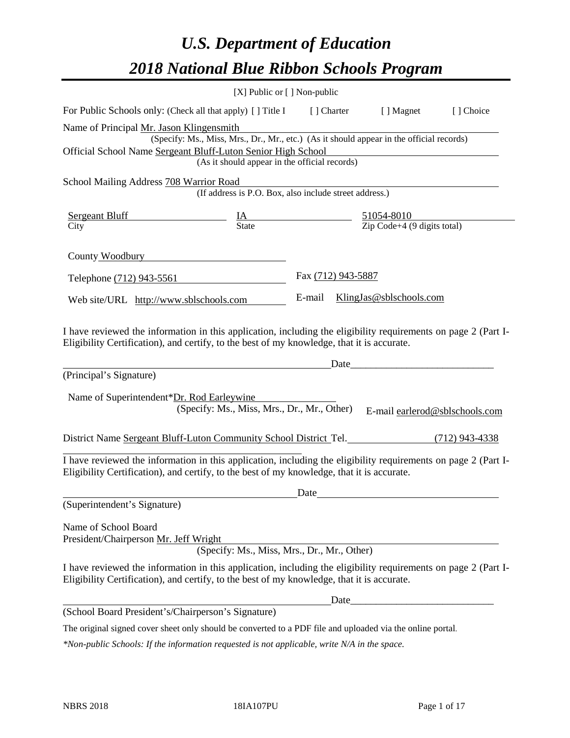# *U.S. Department of Education*

# *2018 National Blue Ribbon Schools Program*

[X] Public or [ ] Non-public

For Public Schools only: (Check all that apply) [ ] Title I [ ] Charter [ ] Magnet [ ] Choice

Name of Principal Mr. Jason Klingensmith
(Specify: Ms., Miss, Mrs., Dr., Mr., etc.) (As it should appear in the official records)

Official School Name Sergeant Bluff-Luton Senior High School
(As it should appear in the official records)

School Mailing Address 708 Warrior Road
(If address is P.O. Box, also include street address.)

| Sergeant Bluff | IA | 51054-8010 |
|---|---|---|
| City | State | Zip Code+4 (9 digits total) |

County Woodbury

Telephone (712) 943-5561 Fax (712) 943-5887

Web site/URL http://www.sblschools.com E-mail KlingJas@sblschools.com

I have reviewed the information in this application, including the eligibility requirements on page 2 (Part I-Eligibility Certification), and certify, to the best of my knowledge, that it is accurate.

_______________________________________________Date___________________________
(Principal's Signature)

Name of Superintendent*Dr. Rod Earleywine
(Specify: Ms., Miss, Mrs., Dr., Mr., Other) E-mail earlerod@sblschools.com

District Name Sergeant Bluff-Luton Community School District Tel. (712) 943-4338

I have reviewed the information in this application, including the eligibility requirements on page 2 (Part I-Eligibility Certification), and certify, to the best of my knowledge, that it is accurate.

_______________________________________________Date___________________________
(Superintendent's Signature)

Name of School Board
President/Chairperson Mr. Jeff Wright
(Specify: Ms., Miss, Mrs., Dr., Mr., Other)

I have reviewed the information in this application, including the eligibility requirements on page 2 (Part I-Eligibility Certification), and certify, to the best of my knowledge, that it is accurate.

_______________________________________________Date___________________________
(School Board President's/Chairperson's Signature)

The original signed cover sheet only should be converted to a PDF file and uploaded via the online portal.

*\*Non-public Schools: If the information requested is not applicable, write N/A in the space.*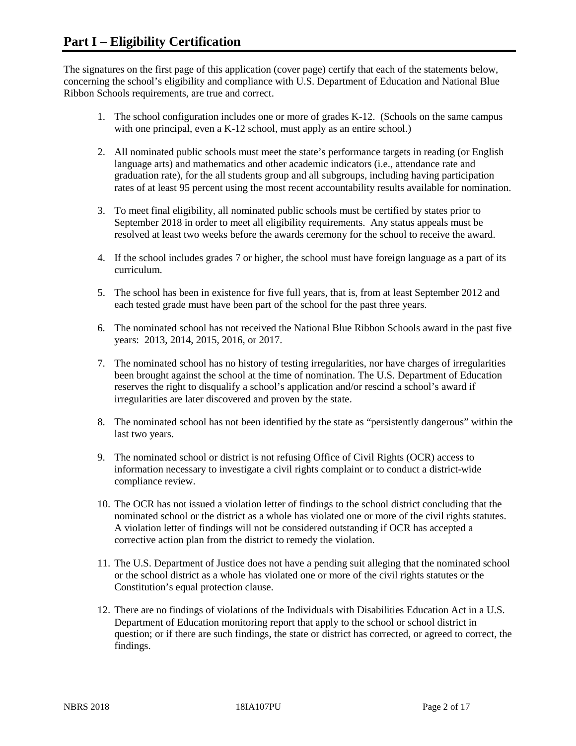# Part I – Eligibility Certification

The signatures on the first page of this application (cover page) certify that each of the statements below, concerning the school's eligibility and compliance with U.S. Department of Education and National Blue Ribbon Schools requirements, are true and correct.

1. The school configuration includes one or more of grades K-12. (Schools on the same campus with one principal, even a K-12 school, must apply as an entire school.)

2. All nominated public schools must meet the state's performance targets in reading (or English language arts) and mathematics and other academic indicators (i.e., attendance rate and graduation rate), for the all students group and all subgroups, including having participation rates of at least 95 percent using the most recent accountability results available for nomination.

3. To meet final eligibility, all nominated public schools must be certified by states prior to September 2018 in order to meet all eligibility requirements. Any status appeals must be resolved at least two weeks before the awards ceremony for the school to receive the award.

4. If the school includes grades 7 or higher, the school must have foreign language as a part of its curriculum.

5. The school has been in existence for five full years, that is, from at least September 2012 and each tested grade must have been part of the school for the past three years.

6. The nominated school has not received the National Blue Ribbon Schools award in the past five years: 2013, 2014, 2015, 2016, or 2017.

7. The nominated school has no history of testing irregularities, nor have charges of irregularities been brought against the school at the time of nomination. The U.S. Department of Education reserves the right to disqualify a school's application and/or rescind a school's award if irregularities are later discovered and proven by the state.

8. The nominated school has not been identified by the state as "persistently dangerous" within the last two years.

9. The nominated school or district is not refusing Office of Civil Rights (OCR) access to information necessary to investigate a civil rights complaint or to conduct a district-wide compliance review.

10. The OCR has not issued a violation letter of findings to the school district concluding that the nominated school or the district as a whole has violated one or more of the civil rights statutes. A violation letter of findings will not be considered outstanding if OCR has accepted a corrective action plan from the district to remedy the violation.

11. The U.S. Department of Justice does not have a pending suit alleging that the nominated school or the school district as a whole has violated one or more of the civil rights statutes or the Constitution's equal protection clause.

12. There are no findings of violations of the Individuals with Disabilities Education Act in a U.S. Department of Education monitoring report that apply to the school or school district in question; or if there are such findings, the state or district has corrected, or agreed to correct, the findings.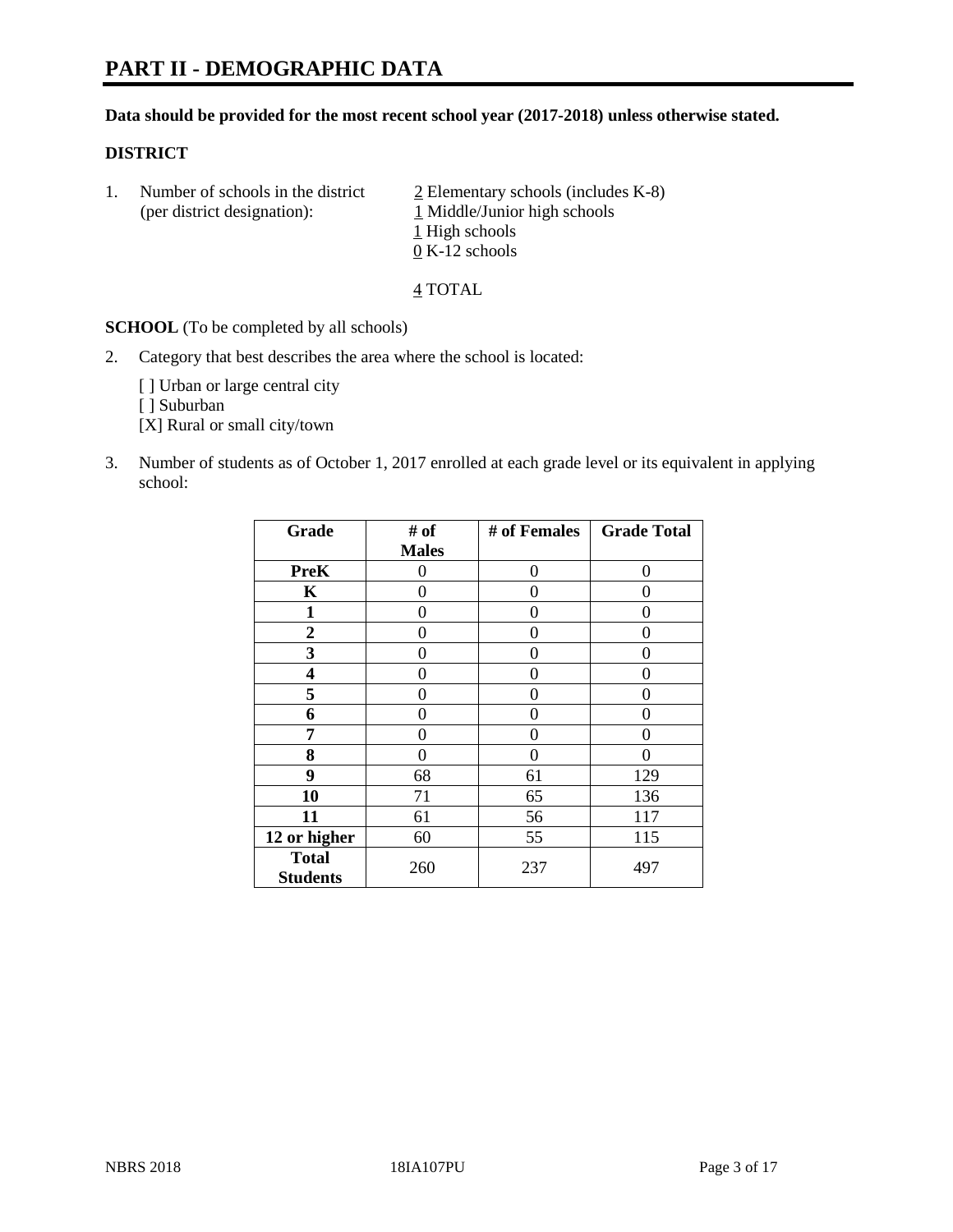# PART II - DEMOGRAPHIC DATA

**Data should be provided for the most recent school year (2017-2018) unless otherwise stated.**

## DISTRICT

1. Number of schools in the district (per district designation):
   - 2 Elementary schools (includes K-8)
   - 1 Middle/Junior high schools
   - 1 High schools
   - 0 K-12 schools

   4 TOTAL

**SCHOOL** (To be completed by all schools)

2. Category that best describes the area where the school is located:

   [ ] Urban or large central city
   [ ] Suburban
   [X] Rural or small city/town

3. Number of students as of October 1, 2017 enrolled at each grade level or its equivalent in applying school:

| Grade | # of Males | # of Females | Grade Total |
|---|---|---|---|
| **PreK** | 0 | 0 | 0 |
| **K** | 0 | 0 | 0 |
| **1** | 0 | 0 | 0 |
| **2** | 0 | 0 | 0 |
| **3** | 0 | 0 | 0 |
| **4** | 0 | 0 | 0 |
| **5** | 0 | 0 | 0 |
| **6** | 0 | 0 | 0 |
| **7** | 0 | 0 | 0 |
| **8** | 0 | 0 | 0 |
| **9** | 68 | 61 | 129 |
| **10** | 71 | 65 | 136 |
| **11** | 61 | 56 | 117 |
| **12 or higher** | 60 | 55 | 115 |
| **Total Students** | 260 | 237 | 497 |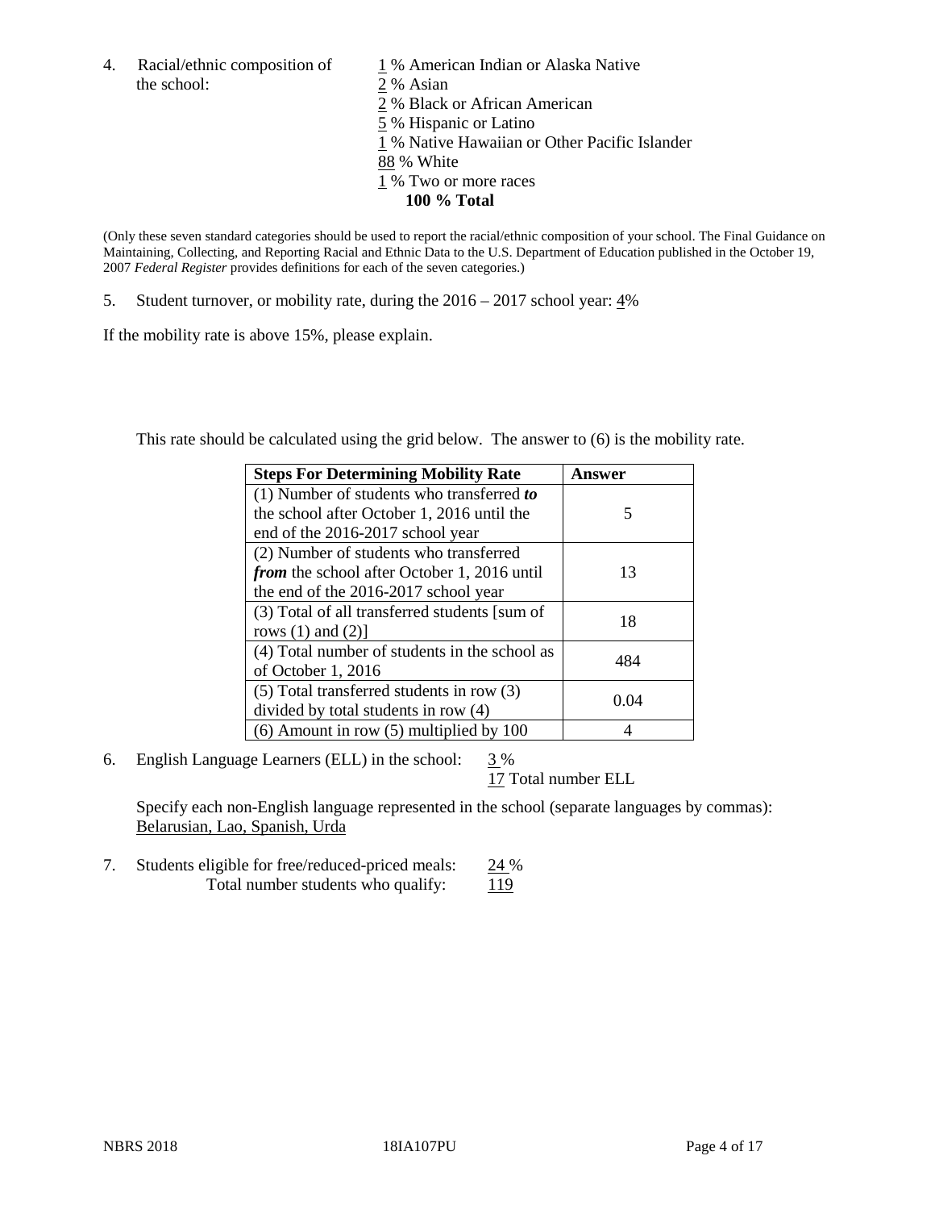4. Racial/ethnic composition of the school:

1 % American Indian or Alaska Native
2 % Asian
2 % Black or African American
5 % Hispanic or Latino
1 % Native Hawaiian or Other Pacific Islander
88 % White
1 % Two or more races
**100 % Total**

(Only these seven standard categories should be used to report the racial/ethnic composition of your school. The Final Guidance on Maintaining, Collecting, and Reporting Racial and Ethnic Data to the U.S. Department of Education published in the October 19, 2007 *Federal Register* provides definitions for each of the seven categories.)

5. Student turnover, or mobility rate, during the 2016 – 2017 school year: 4%

If the mobility rate is above 15%, please explain.

This rate should be calculated using the grid below. The answer to (6) is the mobility rate.

| **Steps For Determining Mobility Rate** | **Answer** |
| --- | --- |
| (1) Number of students who transferred ***to*** the school after October 1, 2016 until the end of the 2016-2017 school year | 5 |
| (2) Number of students who transferred ***from*** the school after October 1, 2016 until the end of the 2016-2017 school year | 13 |
| (3) Total of all transferred students [sum of rows (1) and (2)] | 18 |
| (4) Total number of students in the school as of October 1, 2016 | 484 |
| (5) Total transferred students in row (3) divided by total students in row (4) | 0.04 |
| (6) Amount in row (5) multiplied by 100 | 4 |

6. English Language Learners (ELL) in the school: 3 %

17 Total number ELL

Specify each non-English language represented in the school (separate languages by commas): Belarusian, Lao, Spanish, Urda

7. Students eligible for free/reduced-priced meals: 24 %

Total number students who qualify: 119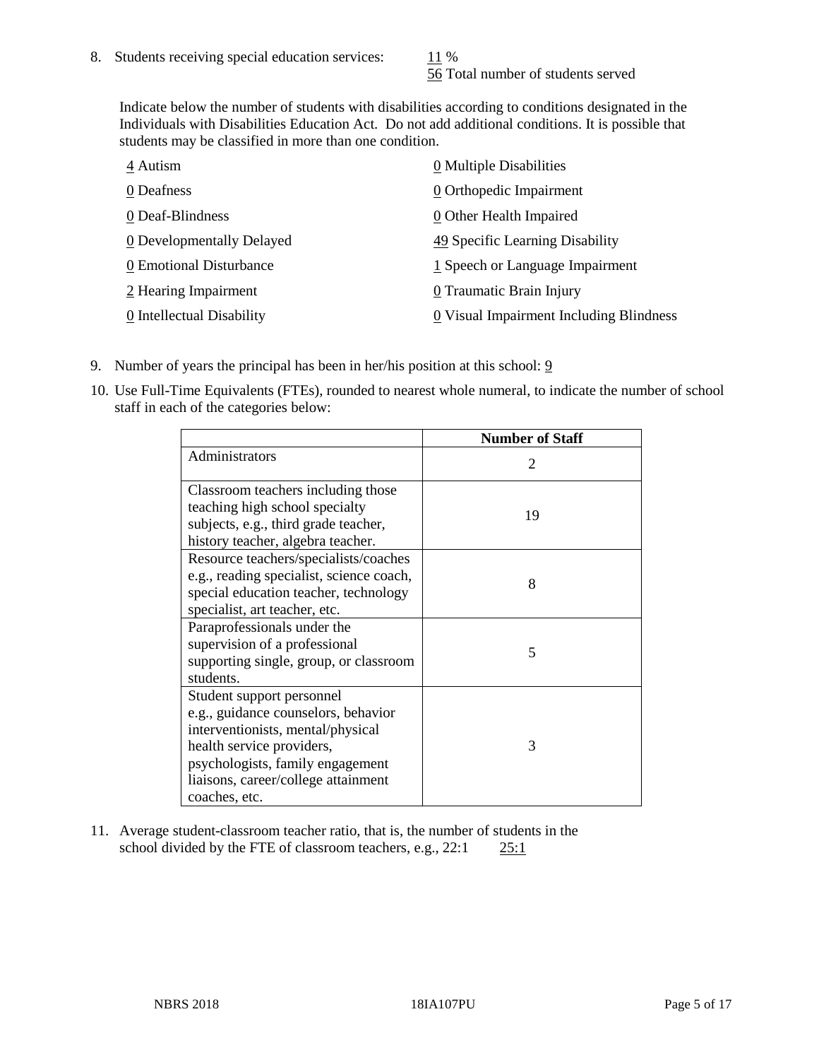8. Students receiving special education services: 11 %
   56 Total number of students served

   Indicate below the number of students with disabilities according to conditions designated in the Individuals with Disabilities Education Act. Do not add additional conditions. It is possible that students may be classified in more than one condition.

   4 Autism
   0 Deafness
   0 Deaf-Blindness
   0 Developmentally Delayed
   0 Emotional Disturbance
   2 Hearing Impairment
   0 Intellectual Disability
   0 Multiple Disabilities
   0 Orthopedic Impairment
   0 Other Health Impaired
   49 Specific Learning Disability
   1 Speech or Language Impairment
   0 Traumatic Brain Injury
   0 Visual Impairment Including Blindness

9. Number of years the principal has been in her/his position at this school: 9

10. Use Full-Time Equivalents (FTEs), rounded to nearest whole numeral, to indicate the number of school staff in each of the categories below:

| | Number of Staff |
|---|---|
| Administrators | 2 |
| Classroom teachers including those teaching high school specialty subjects, e.g., third grade teacher, history teacher, algebra teacher. | 19 |
| Resource teachers/specialists/coaches e.g., reading specialist, science coach, special education teacher, technology specialist, art teacher, etc. | 8 |
| Paraprofessionals under the supervision of a professional supporting single, group, or classroom students. | 5 |
| Student support personnel e.g., guidance counselors, behavior interventionists, mental/physical health service providers, psychologists, family engagement liaisons, career/college attainment coaches, etc. | 3 |

11. Average student-classroom teacher ratio, that is, the number of students in the school divided by the FTE of classroom teachers, e.g., 22:1 25:1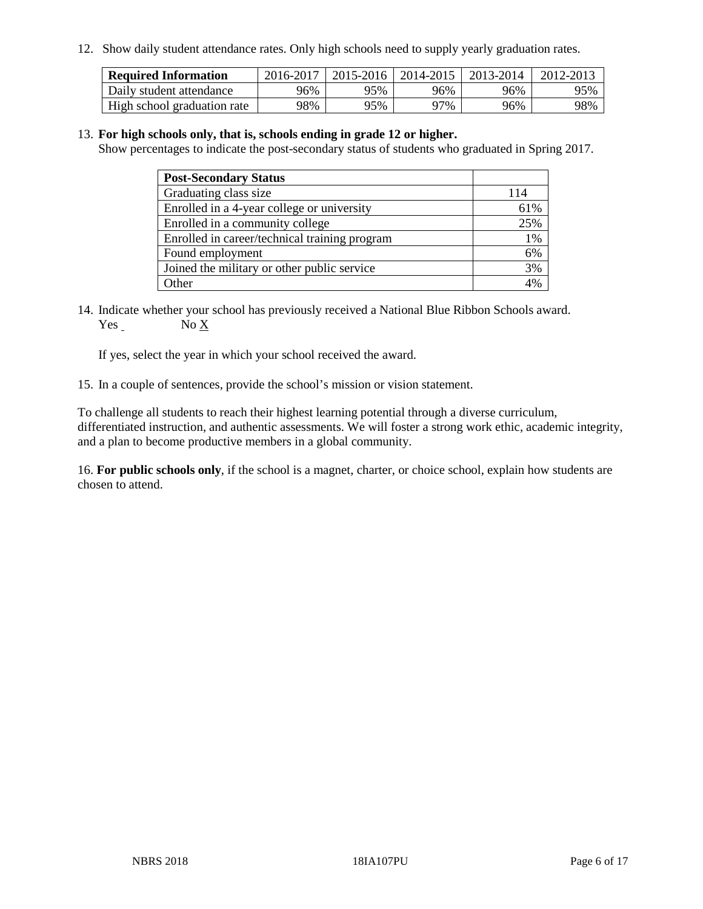12. Show daily student attendance rates. Only high schools need to supply yearly graduation rates.

| **Required Information** | 2016-2017 | 2015-2016 | 2014-2015 | 2013-2014 | 2012-2013 |
| --- | --- | --- | --- | --- | --- |
| Daily student attendance | 96% | 95% | 96% | 96% | 95% |
| High school graduation rate | 98% | 95% | 97% | 96% | 98% |

13. **For high schools only, that is, schools ending in grade 12 or higher.**
Show percentages to indicate the post-secondary status of students who graduated in Spring 2017.

| **Post-Secondary Status** | |
| --- | --- |
| Graduating class size | 114 |
| Enrolled in a 4-year college or university | 61% |
| Enrolled in a community college | 25% |
| Enrolled in career/technical training program | 1% |
| Found employment | 6% |
| Joined the military or other public service | 3% |
| Other | 4% |

14. Indicate whether your school has previously received a National Blue Ribbon Schools award.
Yes ___ No X

If yes, select the year in which your school received the award.

15. In a couple of sentences, provide the school's mission or vision statement.

To challenge all students to reach their highest learning potential through a diverse curriculum, differentiated instruction, and authentic assessments. We will foster a strong work ethic, academic integrity, and a plan to become productive members in a global community.

16. **For public schools only**, if the school is a magnet, charter, or choice school, explain how students are chosen to attend.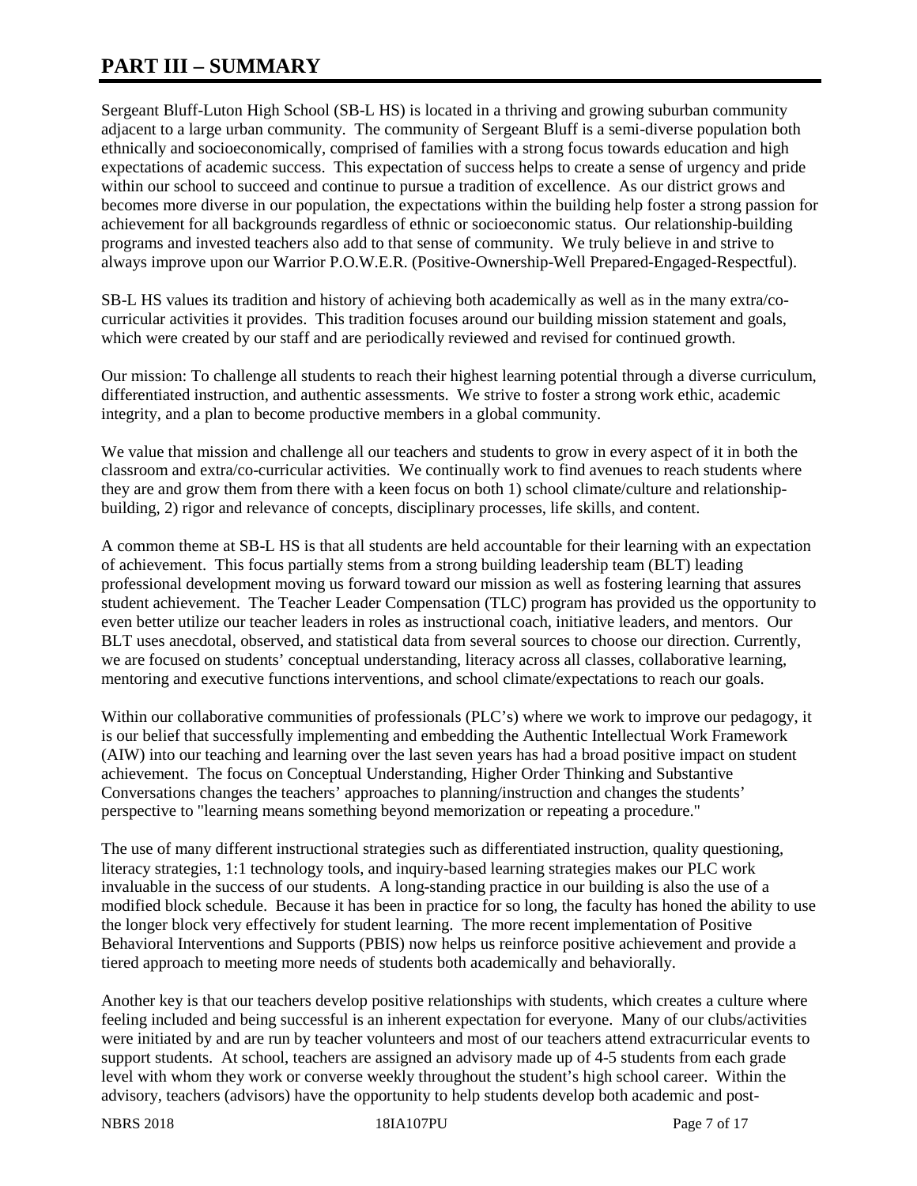# PART III – SUMMARY

Sergeant Bluff-Luton High School (SB-L HS) is located in a thriving and growing suburban community adjacent to a large urban community. The community of Sergeant Bluff is a semi-diverse population both ethnically and socioeconomically, comprised of families with a strong focus towards education and high expectations of academic success. This expectation of success helps to create a sense of urgency and pride within our school to succeed and continue to pursue a tradition of excellence. As our district grows and becomes more diverse in our population, the expectations within the building help foster a strong passion for achievement for all backgrounds regardless of ethnic or socioeconomic status. Our relationship-building programs and invested teachers also add to that sense of community. We truly believe in and strive to always improve upon our Warrior P.O.W.E.R. (Positive-Ownership-Well Prepared-Engaged-Respectful).

SB-L HS values its tradition and history of achieving both academically as well as in the many extra/co-curricular activities it provides. This tradition focuses around our building mission statement and goals, which were created by our staff and are periodically reviewed and revised for continued growth.

Our mission: To challenge all students to reach their highest learning potential through a diverse curriculum, differentiated instruction, and authentic assessments. We strive to foster a strong work ethic, academic integrity, and a plan to become productive members in a global community.

We value that mission and challenge all our teachers and students to grow in every aspect of it in both the classroom and extra/co-curricular activities. We continually work to find avenues to reach students where they are and grow them from there with a keen focus on both 1) school climate/culture and relationship-building, 2) rigor and relevance of concepts, disciplinary processes, life skills, and content.

A common theme at SB-L HS is that all students are held accountable for their learning with an expectation of achievement. This focus partially stems from a strong building leadership team (BLT) leading professional development moving us forward toward our mission as well as fostering learning that assures student achievement. The Teacher Leader Compensation (TLC) program has provided us the opportunity to even better utilize our teacher leaders in roles as instructional coach, initiative leaders, and mentors. Our BLT uses anecdotal, observed, and statistical data from several sources to choose our direction. Currently, we are focused on students' conceptual understanding, literacy across all classes, collaborative learning, mentoring and executive functions interventions, and school climate/expectations to reach our goals.

Within our collaborative communities of professionals (PLC's) where we work to improve our pedagogy, it is our belief that successfully implementing and embedding the Authentic Intellectual Work Framework (AIW) into our teaching and learning over the last seven years has had a broad positive impact on student achievement. The focus on Conceptual Understanding, Higher Order Thinking and Substantive Conversations changes the teachers' approaches to planning/instruction and changes the students' perspective to "learning means something beyond memorization or repeating a procedure."

The use of many different instructional strategies such as differentiated instruction, quality questioning, literacy strategies, 1:1 technology tools, and inquiry-based learning strategies makes our PLC work invaluable in the success of our students. A long-standing practice in our building is also the use of a modified block schedule. Because it has been in practice for so long, the faculty has honed the ability to use the longer block very effectively for student learning. The more recent implementation of Positive Behavioral Interventions and Supports (PBIS) now helps us reinforce positive achievement and provide a tiered approach to meeting more needs of students both academically and behaviorally.

Another key is that our teachers develop positive relationships with students, which creates a culture where feeling included and being successful is an inherent expectation for everyone. Many of our clubs/activities were initiated by and are run by teacher volunteers and most of our teachers attend extracurricular events to support students. At school, teachers are assigned an advisory made up of 4-5 students from each grade level with whom they work or converse weekly throughout the student's high school career. Within the advisory, teachers (advisors) have the opportunity to help students develop both academic and post-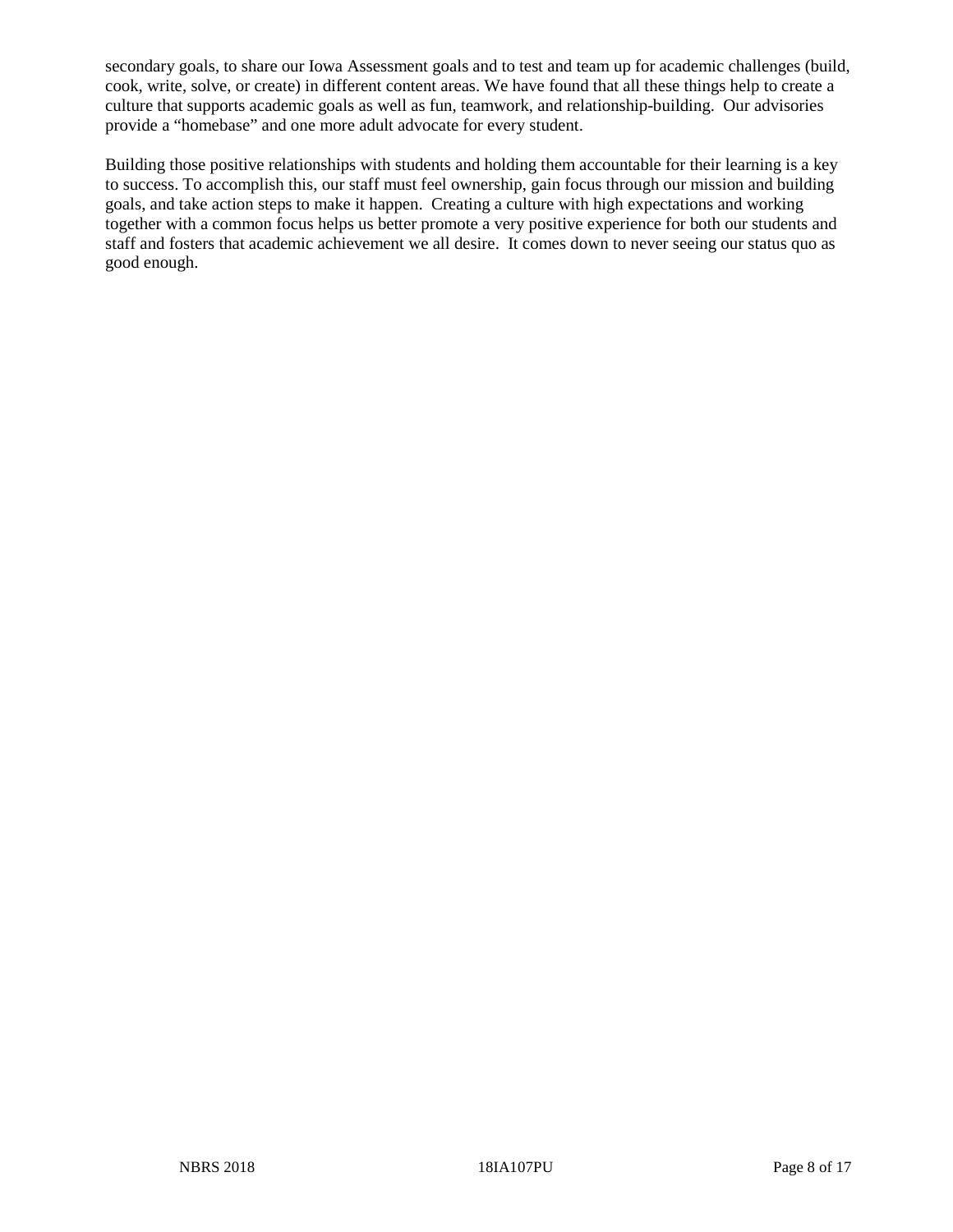secondary goals, to share our Iowa Assessment goals and to test and team up for academic challenges (build, cook, write, solve, or create) in different content areas. We have found that all these things help to create a culture that supports academic goals as well as fun, teamwork, and relationship-building. Our advisories provide a "homebase" and one more adult advocate for every student.

Building those positive relationships with students and holding them accountable for their learning is a key to success. To accomplish this, our staff must feel ownership, gain focus through our mission and building goals, and take action steps to make it happen. Creating a culture with high expectations and working together with a common focus helps us better promote a very positive experience for both our students and staff and fosters that academic achievement we all desire. It comes down to never seeing our status quo as good enough.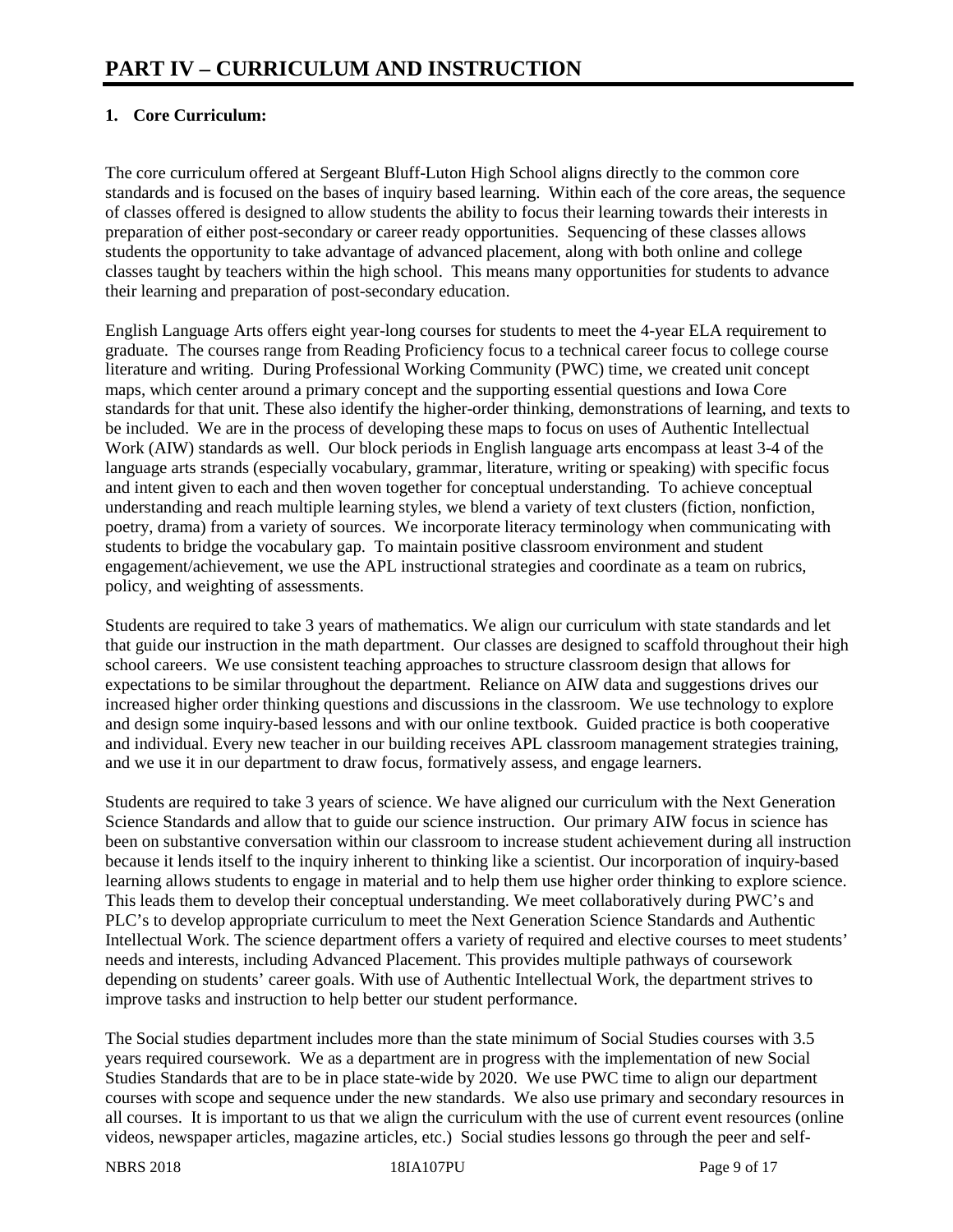# PART IV – CURRICULUM AND INSTRUCTION

## 1. Core Curriculum:

The core curriculum offered at Sergeant Bluff-Luton High School aligns directly to the common core standards and is focused on the bases of inquiry based learning. Within each of the core areas, the sequence of classes offered is designed to allow students the ability to focus their learning towards their interests in preparation of either post-secondary or career ready opportunities. Sequencing of these classes allows students the opportunity to take advantage of advanced placement, along with both online and college classes taught by teachers within the high school. This means many opportunities for students to advance their learning and preparation of post-secondary education.

English Language Arts offers eight year-long courses for students to meet the 4-year ELA requirement to graduate. The courses range from Reading Proficiency focus to a technical career focus to college course literature and writing. During Professional Working Community (PWC) time, we created unit concept maps, which center around a primary concept and the supporting essential questions and Iowa Core standards for that unit. These also identify the higher-order thinking, demonstrations of learning, and texts to be included. We are in the process of developing these maps to focus on uses of Authentic Intellectual Work (AIW) standards as well. Our block periods in English language arts encompass at least 3-4 of the language arts strands (especially vocabulary, grammar, literature, writing or speaking) with specific focus and intent given to each and then woven together for conceptual understanding. To achieve conceptual understanding and reach multiple learning styles, we blend a variety of text clusters (fiction, nonfiction, poetry, drama) from a variety of sources. We incorporate literacy terminology when communicating with students to bridge the vocabulary gap. To maintain positive classroom environment and student engagement/achievement, we use the APL instructional strategies and coordinate as a team on rubrics, policy, and weighting of assessments.

Students are required to take 3 years of mathematics. We align our curriculum with state standards and let that guide our instruction in the math department. Our classes are designed to scaffold throughout their high school careers. We use consistent teaching approaches to structure classroom design that allows for expectations to be similar throughout the department. Reliance on AIW data and suggestions drives our increased higher order thinking questions and discussions in the classroom. We use technology to explore and design some inquiry-based lessons and with our online textbook. Guided practice is both cooperative and individual. Every new teacher in our building receives APL classroom management strategies training, and we use it in our department to draw focus, formatively assess, and engage learners.

Students are required to take 3 years of science. We have aligned our curriculum with the Next Generation Science Standards and allow that to guide our science instruction. Our primary AIW focus in science has been on substantive conversation within our classroom to increase student achievement during all instruction because it lends itself to the inquiry inherent to thinking like a scientist. Our incorporation of inquiry-based learning allows students to engage in material and to help them use higher order thinking to explore science. This leads them to develop their conceptual understanding. We meet collaboratively during PWC's and PLC's to develop appropriate curriculum to meet the Next Generation Science Standards and Authentic Intellectual Work. The science department offers a variety of required and elective courses to meet students' needs and interests, including Advanced Placement. This provides multiple pathways of coursework depending on students' career goals. With use of Authentic Intellectual Work, the department strives to improve tasks and instruction to help better our student performance.

The Social studies department includes more than the state minimum of Social Studies courses with 3.5 years required coursework. We as a department are in progress with the implementation of new Social Studies Standards that are to be in place state-wide by 2020. We use PWC time to align our department courses with scope and sequence under the new standards. We also use primary and secondary resources in all courses. It is important to us that we align the curriculum with the use of current event resources (online videos, newspaper articles, magazine articles, etc.) Social studies lessons go through the peer and self-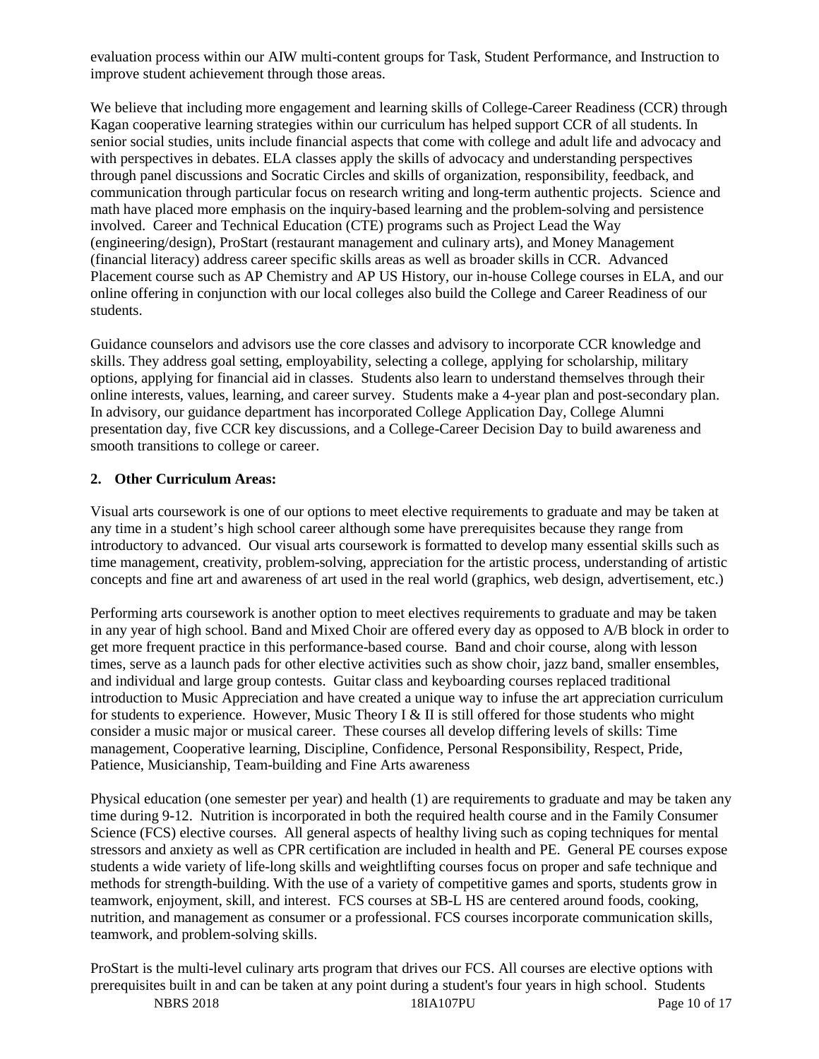evaluation process within our AIW multi-content groups for Task, Student Performance, and Instruction to improve student achievement through those areas.

We believe that including more engagement and learning skills of College-Career Readiness (CCR) through Kagan cooperative learning strategies within our curriculum has helped support CCR of all students. In senior social studies, units include financial aspects that come with college and adult life and advocacy and with perspectives in debates. ELA classes apply the skills of advocacy and understanding perspectives through panel discussions and Socratic Circles and skills of organization, responsibility, feedback, and communication through particular focus on research writing and long-term authentic projects. Science and math have placed more emphasis on the inquiry-based learning and the problem-solving and persistence involved. Career and Technical Education (CTE) programs such as Project Lead the Way (engineering/design), ProStart (restaurant management and culinary arts), and Money Management (financial literacy) address career specific skills areas as well as broader skills in CCR. Advanced Placement course such as AP Chemistry and AP US History, our in-house College courses in ELA, and our online offering in conjunction with our local colleges also build the College and Career Readiness of our students.

Guidance counselors and advisors use the core classes and advisory to incorporate CCR knowledge and skills. They address goal setting, employability, selecting a college, applying for scholarship, military options, applying for financial aid in classes. Students also learn to understand themselves through their online interests, values, learning, and career survey. Students make a 4-year plan and post-secondary plan. In advisory, our guidance department has incorporated College Application Day, College Alumni presentation day, five CCR key discussions, and a College-Career Decision Day to build awareness and smooth transitions to college or career.

**2. Other Curriculum Areas:**

Visual arts coursework is one of our options to meet elective requirements to graduate and may be taken at any time in a student's high school career although some have prerequisites because they range from introductory to advanced. Our visual arts coursework is formatted to develop many essential skills such as time management, creativity, problem-solving, appreciation for the artistic process, understanding of artistic concepts and fine art and awareness of art used in the real world (graphics, web design, advertisement, etc.)

Performing arts coursework is another option to meet electives requirements to graduate and may be taken in any year of high school. Band and Mixed Choir are offered every day as opposed to A/B block in order to get more frequent practice in this performance-based course. Band and choir course, along with lesson times, serve as a launch pads for other elective activities such as show choir, jazz band, smaller ensembles, and individual and large group contests. Guitar class and keyboarding courses replaced traditional introduction to Music Appreciation and have created a unique way to infuse the art appreciation curriculum for students to experience. However, Music Theory I & II is still offered for those students who might consider a music major or musical career. These courses all develop differing levels of skills: Time management, Cooperative learning, Discipline, Confidence, Personal Responsibility, Respect, Pride, Patience, Musicianship, Team-building and Fine Arts awareness

Physical education (one semester per year) and health (1) are requirements to graduate and may be taken any time during 9-12. Nutrition is incorporated in both the required health course and in the Family Consumer Science (FCS) elective courses. All general aspects of healthy living such as coping techniques for mental stressors and anxiety as well as CPR certification are included in health and PE. General PE courses expose students a wide variety of life-long skills and weightlifting courses focus on proper and safe technique and methods for strength-building. With the use of a variety of competitive games and sports, students grow in teamwork, enjoyment, skill, and interest. FCS courses at SB-L HS are centered around foods, cooking, nutrition, and management as consumer or a professional. FCS courses incorporate communication skills, teamwork, and problem-solving skills.

ProStart is the multi-level culinary arts program that drives our FCS. All courses are elective options with prerequisites built in and can be taken at any point during a student's four years in high school. Students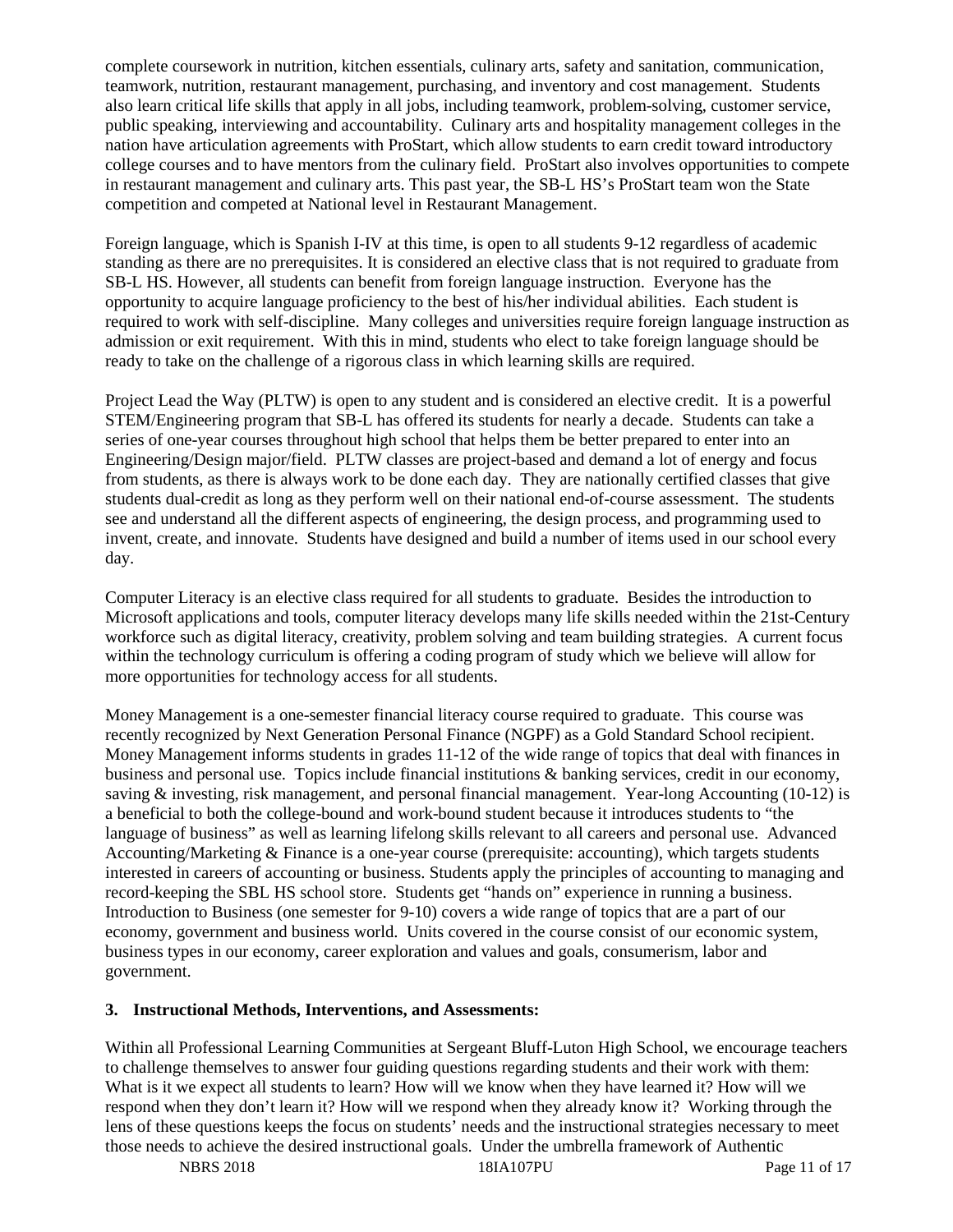complete coursework in nutrition, kitchen essentials, culinary arts, safety and sanitation, communication, teamwork, nutrition, restaurant management, purchasing, and inventory and cost management. Students also learn critical life skills that apply in all jobs, including teamwork, problem-solving, customer service, public speaking, interviewing and accountability. Culinary arts and hospitality management colleges in the nation have articulation agreements with ProStart, which allow students to earn credit toward introductory college courses and to have mentors from the culinary field. ProStart also involves opportunities to compete in restaurant management and culinary arts. This past year, the SB-L HS's ProStart team won the State competition and competed at National level in Restaurant Management.

Foreign language, which is Spanish I-IV at this time, is open to all students 9-12 regardless of academic standing as there are no prerequisites. It is considered an elective class that is not required to graduate from SB-L HS. However, all students can benefit from foreign language instruction. Everyone has the opportunity to acquire language proficiency to the best of his/her individual abilities. Each student is required to work with self-discipline. Many colleges and universities require foreign language instruction as admission or exit requirement. With this in mind, students who elect to take foreign language should be ready to take on the challenge of a rigorous class in which learning skills are required.

Project Lead the Way (PLTW) is open to any student and is considered an elective credit. It is a powerful STEM/Engineering program that SB-L has offered its students for nearly a decade. Students can take a series of one-year courses throughout high school that helps them be better prepared to enter into an Engineering/Design major/field. PLTW classes are project-based and demand a lot of energy and focus from students, as there is always work to be done each day. They are nationally certified classes that give students dual-credit as long as they perform well on their national end-of-course assessment. The students see and understand all the different aspects of engineering, the design process, and programming used to invent, create, and innovate. Students have designed and build a number of items used in our school every day.

Computer Literacy is an elective class required for all students to graduate. Besides the introduction to Microsoft applications and tools, computer literacy develops many life skills needed within the 21st-Century workforce such as digital literacy, creativity, problem solving and team building strategies. A current focus within the technology curriculum is offering a coding program of study which we believe will allow for more opportunities for technology access for all students.

Money Management is a one-semester financial literacy course required to graduate. This course was recently recognized by Next Generation Personal Finance (NGPF) as a Gold Standard School recipient. Money Management informs students in grades 11-12 of the wide range of topics that deal with finances in business and personal use. Topics include financial institutions & banking services, credit in our economy, saving & investing, risk management, and personal financial management. Year-long Accounting (10-12) is a beneficial to both the college-bound and work-bound student because it introduces students to "the language of business" as well as learning lifelong skills relevant to all careers and personal use. Advanced Accounting/Marketing & Finance is a one-year course (prerequisite: accounting), which targets students interested in careers of accounting or business. Students apply the principles of accounting to managing and record-keeping the SBL HS school store. Students get "hands on" experience in running a business. Introduction to Business (one semester for 9-10) covers a wide range of topics that are a part of our economy, government and business world. Units covered in the course consist of our economic system, business types in our economy, career exploration and values and goals, consumerism, labor and government.

**3. Instructional Methods, Interventions, and Assessments:**

Within all Professional Learning Communities at Sergeant Bluff-Luton High School, we encourage teachers to challenge themselves to answer four guiding questions regarding students and their work with them: What is it we expect all students to learn? How will we know when they have learned it? How will we respond when they don't learn it? How will we respond when they already know it? Working through the lens of these questions keeps the focus on students' needs and the instructional strategies necessary to meet those needs to achieve the desired instructional goals. Under the umbrella framework of Authentic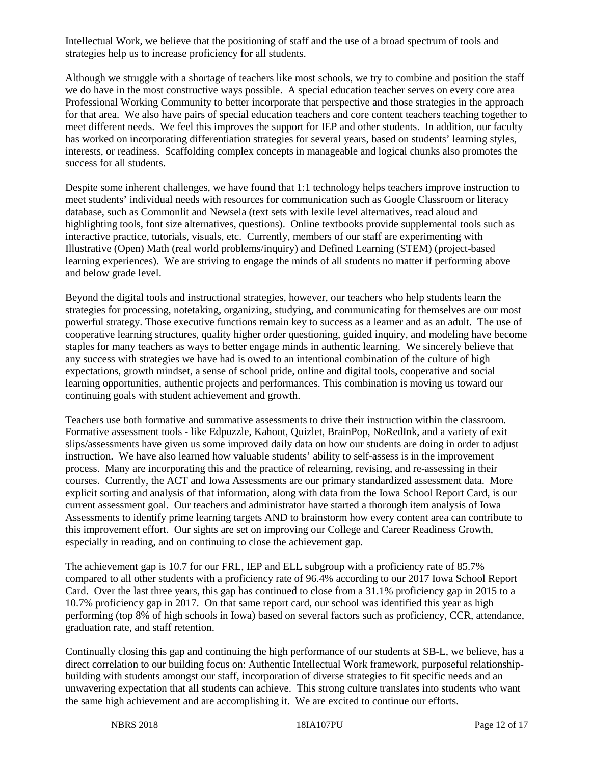Intellectual Work, we believe that the positioning of staff and the use of a broad spectrum of tools and strategies help us to increase proficiency for all students.

Although we struggle with a shortage of teachers like most schools, we try to combine and position the staff we do have in the most constructive ways possible. A special education teacher serves on every core area Professional Working Community to better incorporate that perspective and those strategies in the approach for that area. We also have pairs of special education teachers and core content teachers teaching together to meet different needs. We feel this improves the support for IEP and other students. In addition, our faculty has worked on incorporating differentiation strategies for several years, based on students' learning styles, interests, or readiness. Scaffolding complex concepts in manageable and logical chunks also promotes the success for all students.

Despite some inherent challenges, we have found that 1:1 technology helps teachers improve instruction to meet students' individual needs with resources for communication such as Google Classroom or literacy database, such as Commonlit and Newsela (text sets with lexile level alternatives, read aloud and highlighting tools, font size alternatives, questions). Online textbooks provide supplemental tools such as interactive practice, tutorials, visuals, etc. Currently, members of our staff are experimenting with Illustrative (Open) Math (real world problems/inquiry) and Defined Learning (STEM) (project-based learning experiences). We are striving to engage the minds of all students no matter if performing above and below grade level.

Beyond the digital tools and instructional strategies, however, our teachers who help students learn the strategies for processing, notetaking, organizing, studying, and communicating for themselves are our most powerful strategy. Those executive functions remain key to success as a learner and as an adult. The use of cooperative learning structures, quality higher order questioning, guided inquiry, and modeling have become staples for many teachers as ways to better engage minds in authentic learning. We sincerely believe that any success with strategies we have had is owed to an intentional combination of the culture of high expectations, growth mindset, a sense of school pride, online and digital tools, cooperative and social learning opportunities, authentic projects and performances. This combination is moving us toward our continuing goals with student achievement and growth.

Teachers use both formative and summative assessments to drive their instruction within the classroom. Formative assessment tools - like Edpuzzle, Kahoot, Quizlet, BrainPop, NoRedInk, and a variety of exit slips/assessments have given us some improved daily data on how our students are doing in order to adjust instruction. We have also learned how valuable students' ability to self-assess is in the improvement process. Many are incorporating this and the practice of relearning, revising, and re-assessing in their courses. Currently, the ACT and Iowa Assessments are our primary standardized assessment data. More explicit sorting and analysis of that information, along with data from the Iowa School Report Card, is our current assessment goal. Our teachers and administrator have started a thorough item analysis of Iowa Assessments to identify prime learning targets AND to brainstorm how every content area can contribute to this improvement effort. Our sights are set on improving our College and Career Readiness Growth, especially in reading, and on continuing to close the achievement gap.

The achievement gap is 10.7 for our FRL, IEP and ELL subgroup with a proficiency rate of 85.7% compared to all other students with a proficiency rate of 96.4% according to our 2017 Iowa School Report Card. Over the last three years, this gap has continued to close from a 31.1% proficiency gap in 2015 to a 10.7% proficiency gap in 2017. On that same report card, our school was identified this year as high performing (top 8% of high schools in Iowa) based on several factors such as proficiency, CCR, attendance, graduation rate, and staff retention.

Continually closing this gap and continuing the high performance of our students at SB-L, we believe, has a direct correlation to our building focus on: Authentic Intellectual Work framework, purposeful relationship-building with students amongst our staff, incorporation of diverse strategies to fit specific needs and an unwavering expectation that all students can achieve. This strong culture translates into students who want the same high achievement and are accomplishing it. We are excited to continue our efforts.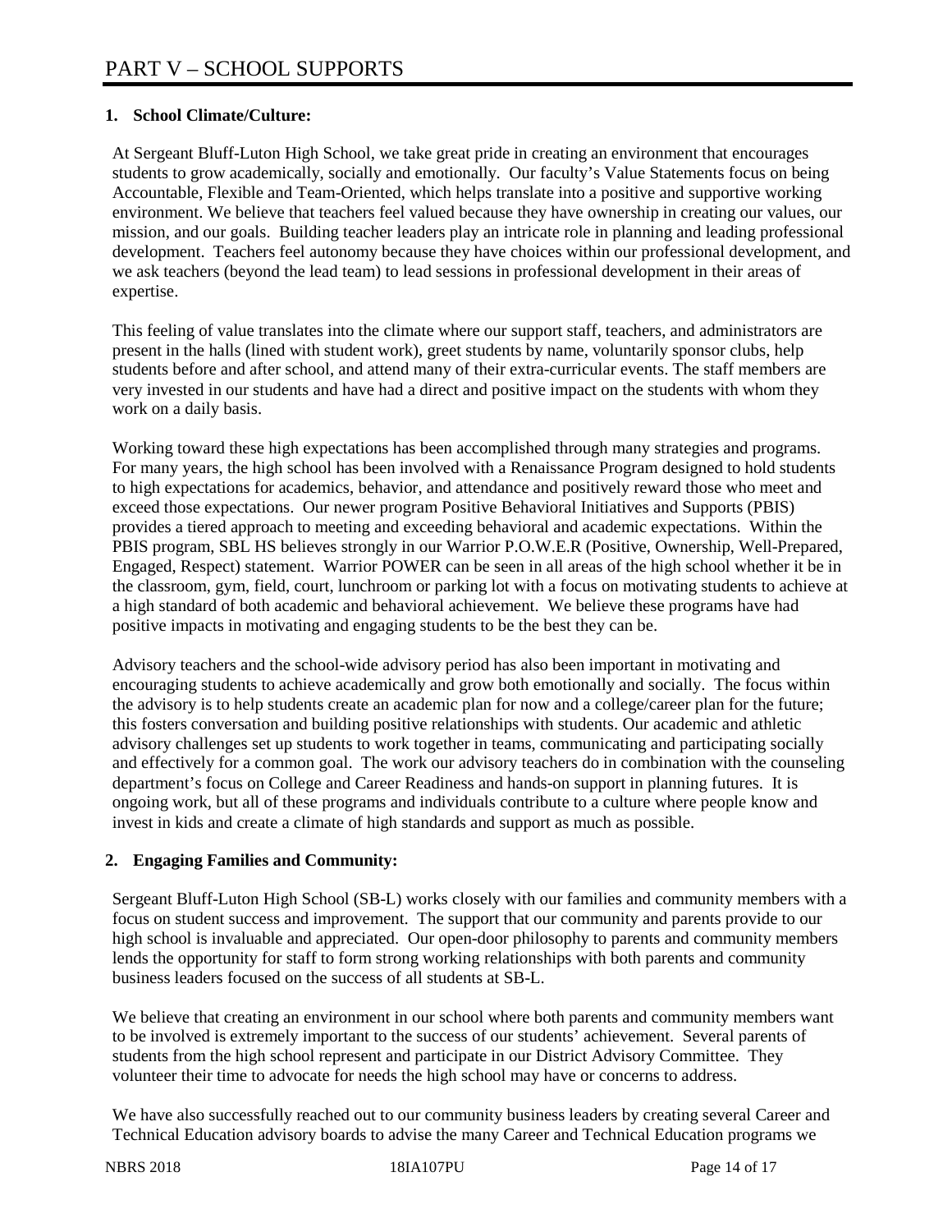# PART V – SCHOOL SUPPORTS

**1. School Climate/Culture:**

At Sergeant Bluff-Luton High School, we take great pride in creating an environment that encourages students to grow academically, socially and emotionally. Our faculty's Value Statements focus on being Accountable, Flexible and Team-Oriented, which helps translate into a positive and supportive working environment. We believe that teachers feel valued because they have ownership in creating our values, our mission, and our goals. Building teacher leaders play an intricate role in planning and leading professional development. Teachers feel autonomy because they have choices within our professional development, and we ask teachers (beyond the lead team) to lead sessions in professional development in their areas of expertise.

This feeling of value translates into the climate where our support staff, teachers, and administrators are present in the halls (lined with student work), greet students by name, voluntarily sponsor clubs, help students before and after school, and attend many of their extra-curricular events. The staff members are very invested in our students and have had a direct and positive impact on the students with whom they work on a daily basis.

Working toward these high expectations has been accomplished through many strategies and programs. For many years, the high school has been involved with a Renaissance Program designed to hold students to high expectations for academics, behavior, and attendance and positively reward those who meet and exceed those expectations. Our newer program Positive Behavioral Initiatives and Supports (PBIS) provides a tiered approach to meeting and exceeding behavioral and academic expectations. Within the PBIS program, SBL HS believes strongly in our Warrior P.O.W.E.R (Positive, Ownership, Well-Prepared, Engaged, Respect) statement. Warrior POWER can be seen in all areas of the high school whether it be in the classroom, gym, field, court, lunchroom or parking lot with a focus on motivating students to achieve at a high standard of both academic and behavioral achievement. We believe these programs have had positive impacts in motivating and engaging students to be the best they can be.

Advisory teachers and the school-wide advisory period has also been important in motivating and encouraging students to achieve academically and grow both emotionally and socially. The focus within the advisory is to help students create an academic plan for now and a college/career plan for the future; this fosters conversation and building positive relationships with students. Our academic and athletic advisory challenges set up students to work together in teams, communicating and participating socially and effectively for a common goal. The work our advisory teachers do in combination with the counseling department's focus on College and Career Readiness and hands-on support in planning futures. It is ongoing work, but all of these programs and individuals contribute to a culture where people know and invest in kids and create a climate of high standards and support as much as possible.

**2. Engaging Families and Community:**

Sergeant Bluff-Luton High School (SB-L) works closely with our families and community members with a focus on student success and improvement. The support that our community and parents provide to our high school is invaluable and appreciated. Our open-door philosophy to parents and community members lends the opportunity for staff to form strong working relationships with both parents and community business leaders focused on the success of all students at SB-L.

We believe that creating an environment in our school where both parents and community members want to be involved is extremely important to the success of our students' achievement. Several parents of students from the high school represent and participate in our District Advisory Committee. They volunteer their time to advocate for needs the high school may have or concerns to address.

We have also successfully reached out to our community business leaders by creating several Career and Technical Education advisory boards to advise the many Career and Technical Education programs we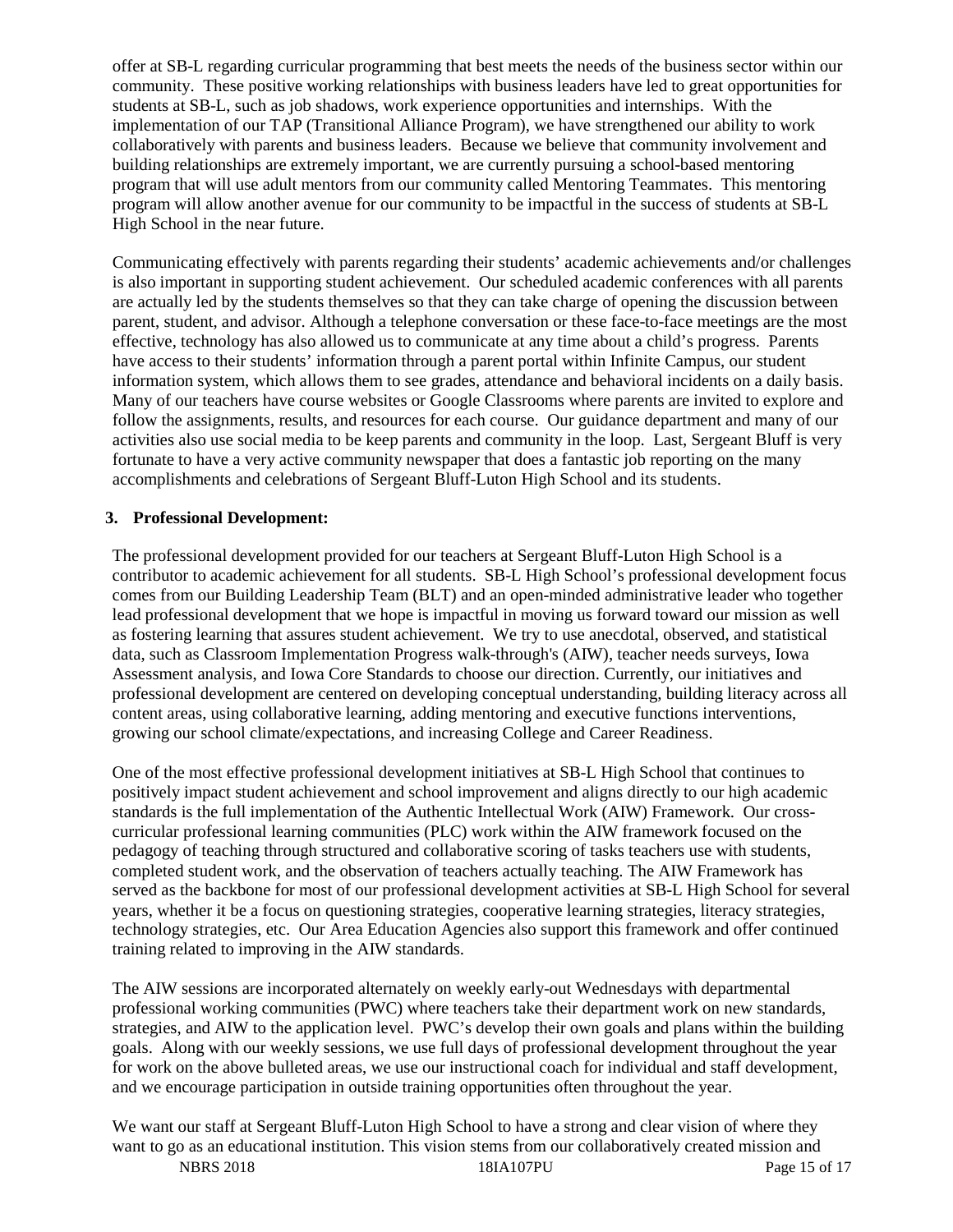offer at SB-L regarding curricular programming that best meets the needs of the business sector within our community. These positive working relationships with business leaders have led to great opportunities for students at SB-L, such as job shadows, work experience opportunities and internships. With the implementation of our TAP (Transitional Alliance Program), we have strengthened our ability to work collaboratively with parents and business leaders. Because we believe that community involvement and building relationships are extremely important, we are currently pursuing a school-based mentoring program that will use adult mentors from our community called Mentoring Teammates. This mentoring program will allow another avenue for our community to be impactful in the success of students at SB-L High School in the near future.

Communicating effectively with parents regarding their students' academic achievements and/or challenges is also important in supporting student achievement. Our scheduled academic conferences with all parents are actually led by the students themselves so that they can take charge of opening the discussion between parent, student, and advisor. Although a telephone conversation or these face-to-face meetings are the most effective, technology has also allowed us to communicate at any time about a child's progress. Parents have access to their students' information through a parent portal within Infinite Campus, our student information system, which allows them to see grades, attendance and behavioral incidents on a daily basis. Many of our teachers have course websites or Google Classrooms where parents are invited to explore and follow the assignments, results, and resources for each course. Our guidance department and many of our activities also use social media to be keep parents and community in the loop. Last, Sergeant Bluff is very fortunate to have a very active community newspaper that does a fantastic job reporting on the many accomplishments and celebrations of Sergeant Bluff-Luton High School and its students.

## 3. Professional Development:

The professional development provided for our teachers at Sergeant Bluff-Luton High School is a contributor to academic achievement for all students. SB-L High School's professional development focus comes from our Building Leadership Team (BLT) and an open-minded administrative leader who together lead professional development that we hope is impactful in moving us forward toward our mission as well as fostering learning that assures student achievement. We try to use anecdotal, observed, and statistical data, such as Classroom Implementation Progress walk-through's (AIW), teacher needs surveys, Iowa Assessment analysis, and Iowa Core Standards to choose our direction. Currently, our initiatives and professional development are centered on developing conceptual understanding, building literacy across all content areas, using collaborative learning, adding mentoring and executive functions interventions, growing our school climate/expectations, and increasing College and Career Readiness.

One of the most effective professional development initiatives at SB-L High School that continues to positively impact student achievement and school improvement and aligns directly to our high academic standards is the full implementation of the Authentic Intellectual Work (AIW) Framework. Our cross-curricular professional learning communities (PLC) work within the AIW framework focused on the pedagogy of teaching through structured and collaborative scoring of tasks teachers use with students, completed student work, and the observation of teachers actually teaching. The AIW Framework has served as the backbone for most of our professional development activities at SB-L High School for several years, whether it be a focus on questioning strategies, cooperative learning strategies, literacy strategies, technology strategies, etc. Our Area Education Agencies also support this framework and offer continued training related to improving in the AIW standards.

The AIW sessions are incorporated alternately on weekly early-out Wednesdays with departmental professional working communities (PWC) where teachers take their department work on new standards, strategies, and AIW to the application level. PWC's develop their own goals and plans within the building goals. Along with our weekly sessions, we use full days of professional development throughout the year for work on the above bulleted areas, we use our instructional coach for individual and staff development, and we encourage participation in outside training opportunities often throughout the year.

We want our staff at Sergeant Bluff-Luton High School to have a strong and clear vision of where they want to go as an educational institution. This vision stems from our collaboratively created mission and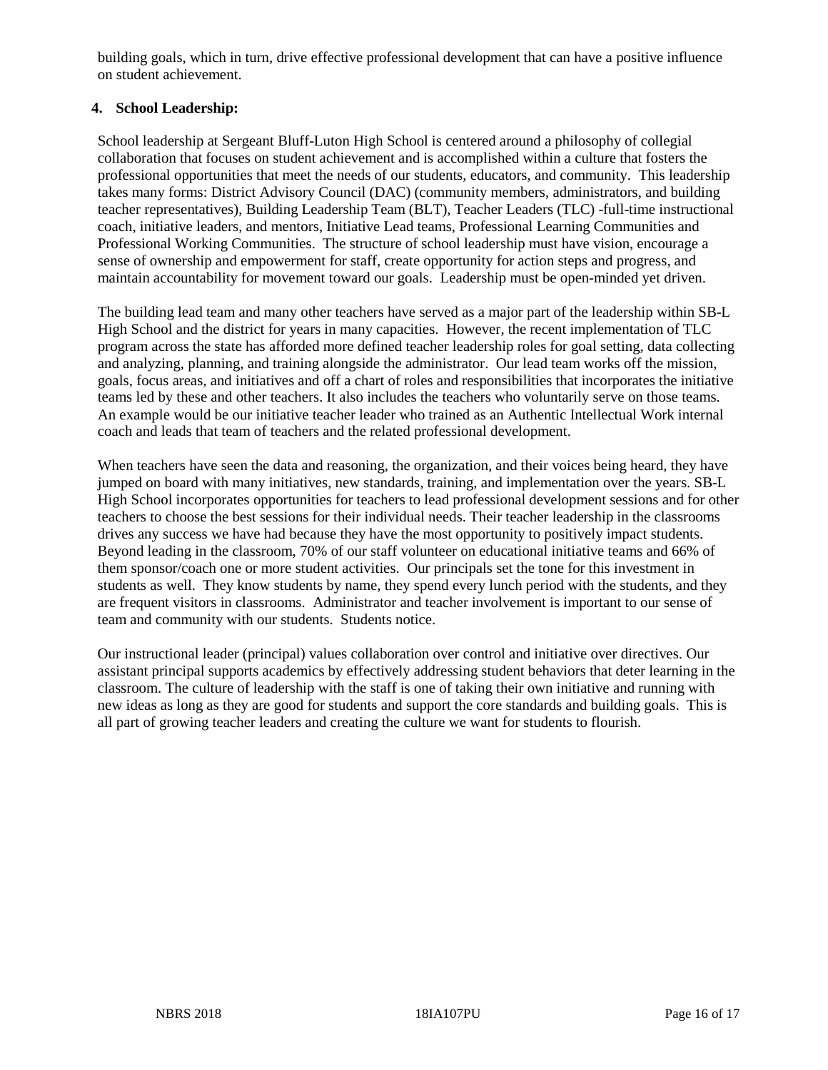building goals, which in turn, drive effective professional development that can have a positive influence on student achievement.

**4. School Leadership:**

School leadership at Sergeant Bluff-Luton High School is centered around a philosophy of collegial collaboration that focuses on student achievement and is accomplished within a culture that fosters the professional opportunities that meet the needs of our students, educators, and community. This leadership takes many forms: District Advisory Council (DAC) (community members, administrators, and building teacher representatives), Building Leadership Team (BLT), Teacher Leaders (TLC) -full-time instructional coach, initiative leaders, and mentors, Initiative Lead teams, Professional Learning Communities and Professional Working Communities. The structure of school leadership must have vision, encourage a sense of ownership and empowerment for staff, create opportunity for action steps and progress, and maintain accountability for movement toward our goals. Leadership must be open-minded yet driven.

The building lead team and many other teachers have served as a major part of the leadership within SB-L High School and the district for years in many capacities. However, the recent implementation of TLC program across the state has afforded more defined teacher leadership roles for goal setting, data collecting and analyzing, planning, and training alongside the administrator. Our lead team works off the mission, goals, focus areas, and initiatives and off a chart of roles and responsibilities that incorporates the initiative teams led by these and other teachers. It also includes the teachers who voluntarily serve on those teams. An example would be our initiative teacher leader who trained as an Authentic Intellectual Work internal coach and leads that team of teachers and the related professional development.

When teachers have seen the data and reasoning, the organization, and their voices being heard, they have jumped on board with many initiatives, new standards, training, and implementation over the years. SB-L High School incorporates opportunities for teachers to lead professional development sessions and for other teachers to choose the best sessions for their individual needs. Their teacher leadership in the classrooms drives any success we have had because they have the most opportunity to positively impact students. Beyond leading in the classroom, 70% of our staff volunteer on educational initiative teams and 66% of them sponsor/coach one or more student activities. Our principals set the tone for this investment in students as well. They know students by name, they spend every lunch period with the students, and they are frequent visitors in classrooms. Administrator and teacher involvement is important to our sense of team and community with our students. Students notice.

Our instructional leader (principal) values collaboration over control and initiative over directives. Our assistant principal supports academics by effectively addressing student behaviors that deter learning in the classroom. The culture of leadership with the staff is one of taking their own initiative and running with new ideas as long as they are good for students and support the core standards and building goals. This is all part of growing teacher leaders and creating the culture we want for students to flourish.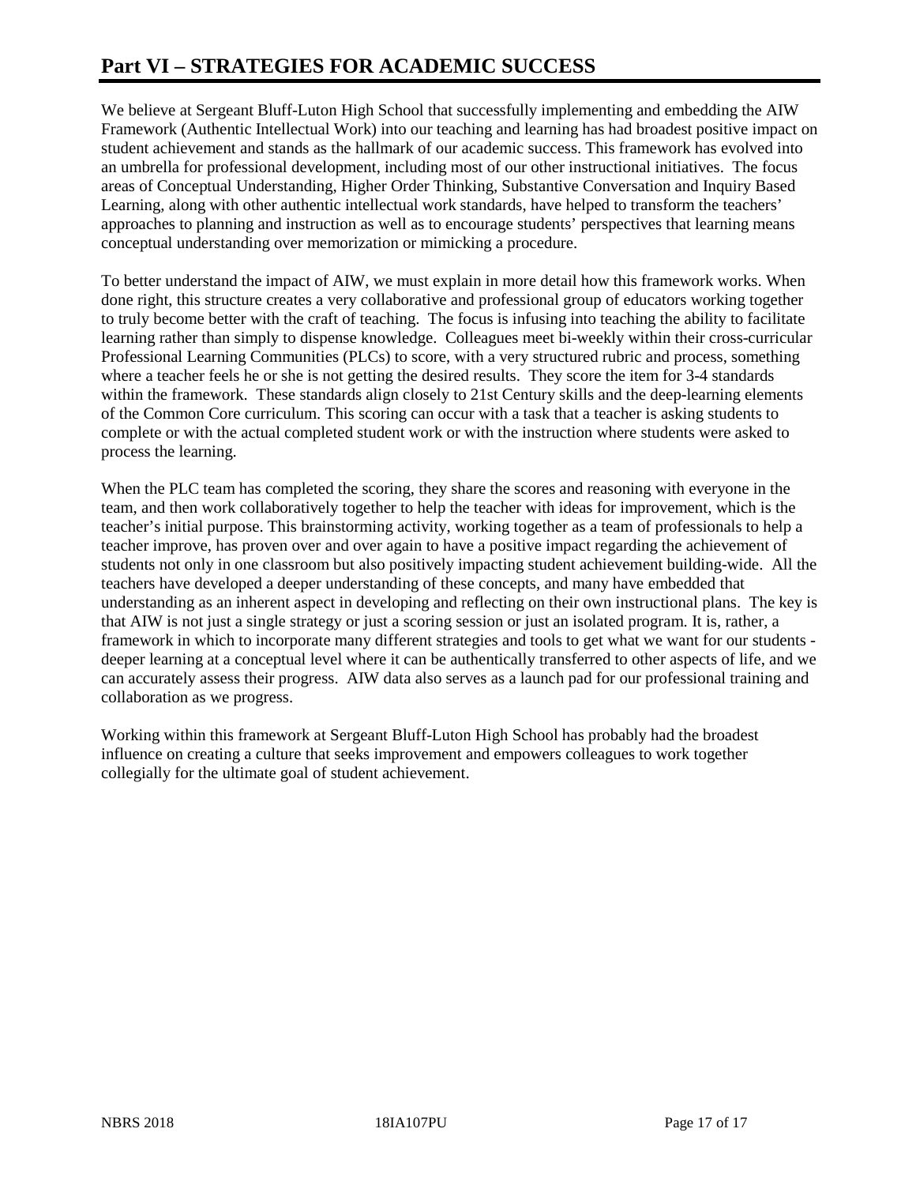# Part VI – STRATEGIES FOR ACADEMIC SUCCESS

We believe at Sergeant Bluff-Luton High School that successfully implementing and embedding the AIW Framework (Authentic Intellectual Work) into our teaching and learning has had broadest positive impact on student achievement and stands as the hallmark of our academic success. This framework has evolved into an umbrella for professional development, including most of our other instructional initiatives. The focus areas of Conceptual Understanding, Higher Order Thinking, Substantive Conversation and Inquiry Based Learning, along with other authentic intellectual work standards, have helped to transform the teachers' approaches to planning and instruction as well as to encourage students' perspectives that learning means conceptual understanding over memorization or mimicking a procedure.

To better understand the impact of AIW, we must explain in more detail how this framework works. When done right, this structure creates a very collaborative and professional group of educators working together to truly become better with the craft of teaching. The focus is infusing into teaching the ability to facilitate learning rather than simply to dispense knowledge. Colleagues meet bi-weekly within their cross-curricular Professional Learning Communities (PLCs) to score, with a very structured rubric and process, something where a teacher feels he or she is not getting the desired results. They score the item for 3-4 standards within the framework. These standards align closely to 21st Century skills and the deep-learning elements of the Common Core curriculum. This scoring can occur with a task that a teacher is asking students to complete or with the actual completed student work or with the instruction where students were asked to process the learning.

When the PLC team has completed the scoring, they share the scores and reasoning with everyone in the team, and then work collaboratively together to help the teacher with ideas for improvement, which is the teacher's initial purpose. This brainstorming activity, working together as a team of professionals to help a teacher improve, has proven over and over again to have a positive impact regarding the achievement of students not only in one classroom but also positively impacting student achievement building-wide. All the teachers have developed a deeper understanding of these concepts, and many have embedded that understanding as an inherent aspect in developing and reflecting on their own instructional plans. The key is that AIW is not just a single strategy or just a scoring session or just an isolated program. It is, rather, a framework in which to incorporate many different strategies and tools to get what we want for our students - deeper learning at a conceptual level where it can be authentically transferred to other aspects of life, and we can accurately assess their progress. AIW data also serves as a launch pad for our professional training and collaboration as we progress.

Working within this framework at Sergeant Bluff-Luton High School has probably had the broadest influence on creating a culture that seeks improvement and empowers colleagues to work together collegially for the ultimate goal of student achievement.